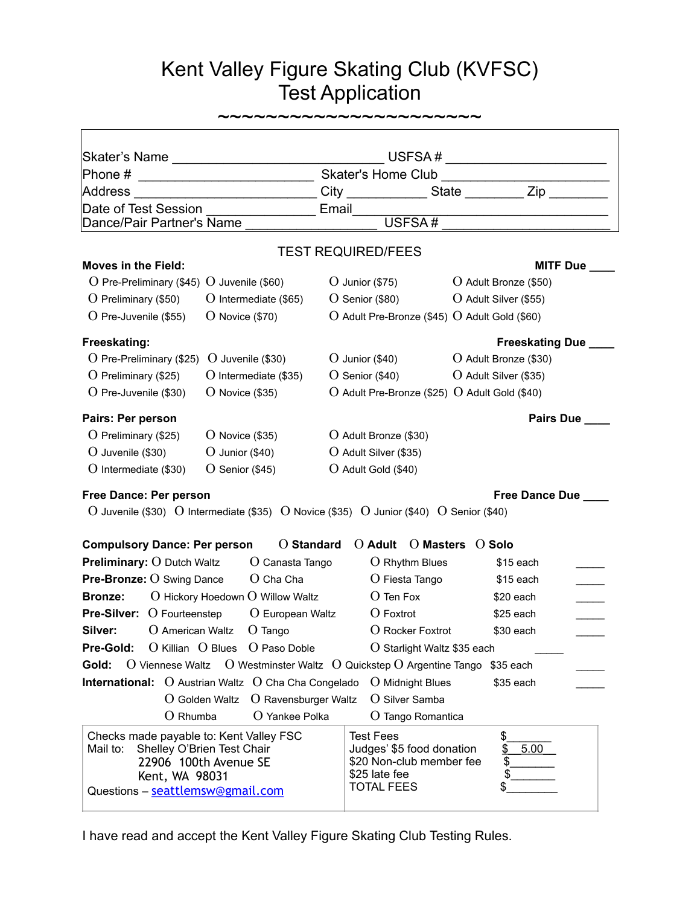# Kent Valley Figure Skating Club (KVFSC)
# Test Application

~~~~~~~~~~~~~~~~~~~~~~

Skater's Name ______________________________ USFSA # ______________________

Phone # _________________________ Skater's Home Club ______________________

Address __________________________ City ___________ State ________ Zip ________

Date of Test Session _______________ Email____________________________________

Dance/Pair Partner's Name ___________________ USFSA # ________________________

## TEST REQUIRED/FEES

**Moves in the Field:** **MITF Due ____**

| | | | |
|---|---|---|---|
| O Pre-Preliminary ($45) | O Juvenile ($60) | O Junior ($75) | O Adult Bronze ($50) |
| O Preliminary ($50) | O Intermediate ($65) | O Senior ($80) | O Adult Silver ($55) |
| O Pre-Juvenile ($55) | O Novice ($70) | O Adult Pre-Bronze ($45) | O Adult Gold ($60) |

**Freeskating:** **Freeskating Due ____**

| | | | |
|---|---|---|---|
| O Pre-Preliminary ($25) | O Juvenile ($30) | O Junior ($40) | O Adult Bronze ($30) |
| O Preliminary ($25) | O Intermediate ($35) | O Senior ($40) | O Adult Silver ($35) |
| O Pre-Juvenile ($30) | O Novice ($35) | O Adult Pre-Bronze ($25) | O Adult Gold ($40) |

**Pairs: Per person** **Pairs Due ____**

| | | |
|---|---|---|
| O Preliminary ($25) | O Novice ($35) | O Adult Bronze ($30) |
| O Juvenile ($30) | O Junior ($40) | O Adult Silver ($35) |
| O Intermediate ($30) | O Senior ($45) | O Adult Gold ($40) |

**Free Dance: Per person** **Free Dance Due ____**

O Juvenile ($30) O Intermediate ($35) O Novice ($35) O Junior ($40) O Senior ($40)

**Compulsory Dance: Per person** O **Standard** O **Adult** O **Masters** O **Solo**

| | | | | | |
|---|---|---|---|---|---|
| **Preliminary:** | O Dutch Waltz | O Canasta Tango | O Rhythm Blues | $15 each | _____ |
| **Pre-Bronze:** | O Swing Dance | O Cha Cha | O Fiesta Tango | $15 each | _____ |
| **Bronze:** | O Hickory Hoedown | O Willow Waltz | O Ten Fox | $20 each | _____ |
| **Pre-Silver:** | O Fourteenstep | O European Waltz | O Foxtrot | $25 each | _____ |
| **Silver:** | O American Waltz | O Tango | O Rocker Foxtrot | $30 each | _____ |
| **Pre-Gold:** | O Killian O Blues | O Paso Doble | O Starlight Waltz $35 each | | _____ |
| **Gold:** | O Viennese Waltz | O Westminster Waltz | O Quickstep O Argentine Tango | $35 each | _____ |
| **International:** | O Austrian Waltz | O Cha Cha Congelado | O Midnight Blues | $35 each | _____ |
| | O Golden Waltz | O Ravensburger Waltz | O Silver Samba | | |
| | O Rhumba | O Yankee Polka | O Tango Romantica | | |

| | | |
|---|---|---|
| Checks made payable to: Kent Valley FSC | Test Fees | $_______ |
| Mail to: Shelley O'Brien Test Chair | Judges' $5 food donation | $ 5.00 |
| 22906 100th Avenue SE | $20 Non-club member fee | $_______ |
| Kent, WA 98031 | $25 late fee | $_______ |
| Questions – seattlemsw@gmail.com | TOTAL FEES | $_______ |

I have read and accept the Kent Valley Figure Skating Club Testing Rules.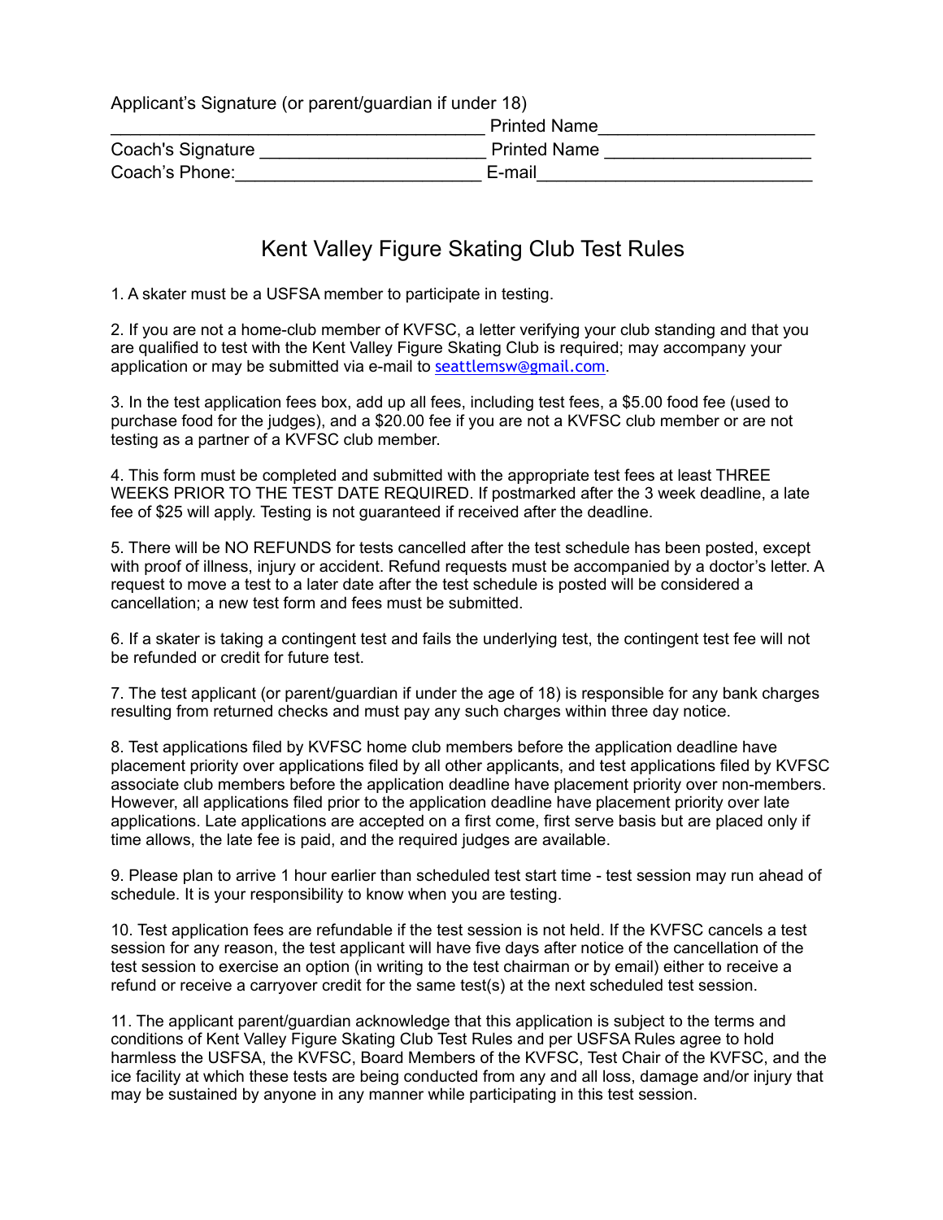Applicant's Signature (or parent/guardian if under 18)

_____________________________________ Printed Name_____________________

Coach's Signature ______________________ Printed Name ____________________

Coach's Phone:________________________ E-mail___________________________

# Kent Valley Figure Skating Club Test Rules

1. A skater must be a USFSA member to participate in testing.

2. If you are not a home-club member of KVFSC, a letter verifying your club standing and that you are qualified to test with the Kent Valley Figure Skating Club is required; may accompany your application or may be submitted via e-mail to seattlemsw@gmail.com.

3. In the test application fees box, add up all fees, including test fees, a $5.00 food fee (used to purchase food for the judges), and a $20.00 fee if you are not a KVFSC club member or are not testing as a partner of a KVFSC club member.

4. This form must be completed and submitted with the appropriate test fees at least THREE WEEKS PRIOR TO THE TEST DATE REQUIRED. If postmarked after the 3 week deadline, a late fee of $25 will apply. Testing is not guaranteed if received after the deadline.

5. There will be NO REFUNDS for tests cancelled after the test schedule has been posted, except with proof of illness, injury or accident. Refund requests must be accompanied by a doctor's letter. A request to move a test to a later date after the test schedule is posted will be considered a cancellation; a new test form and fees must be submitted.

6. If a skater is taking a contingent test and fails the underlying test, the contingent test fee will not be refunded or credit for future test.

7. The test applicant (or parent/guardian if under the age of 18) is responsible for any bank charges resulting from returned checks and must pay any such charges within three day notice.

8. Test applications filed by KVFSC home club members before the application deadline have placement priority over applications filed by all other applicants, and test applications filed by KVFSC associate club members before the application deadline have placement priority over non-members. However, all applications filed prior to the application deadline have placement priority over late applications. Late applications are accepted on a first come, first serve basis but are placed only if time allows, the late fee is paid, and the required judges are available.

9. Please plan to arrive 1 hour earlier than scheduled test start time - test session may run ahead of schedule. It is your responsibility to know when you are testing.

10. Test application fees are refundable if the test session is not held. If the KVFSC cancels a test session for any reason, the test applicant will have five days after notice of the cancellation of the test session to exercise an option (in writing to the test chairman or by email) either to receive a refund or receive a carryover credit for the same test(s) at the next scheduled test session.

11. The applicant parent/guardian acknowledge that this application is subject to the terms and conditions of Kent Valley Figure Skating Club Test Rules and per USFSA Rules agree to hold harmless the USFSA, the KVFSC, Board Members of the KVFSC, Test Chair of the KVFSC, and the ice facility at which these tests are being conducted from any and all loss, damage and/or injury that may be sustained by anyone in any manner while participating in this test session.